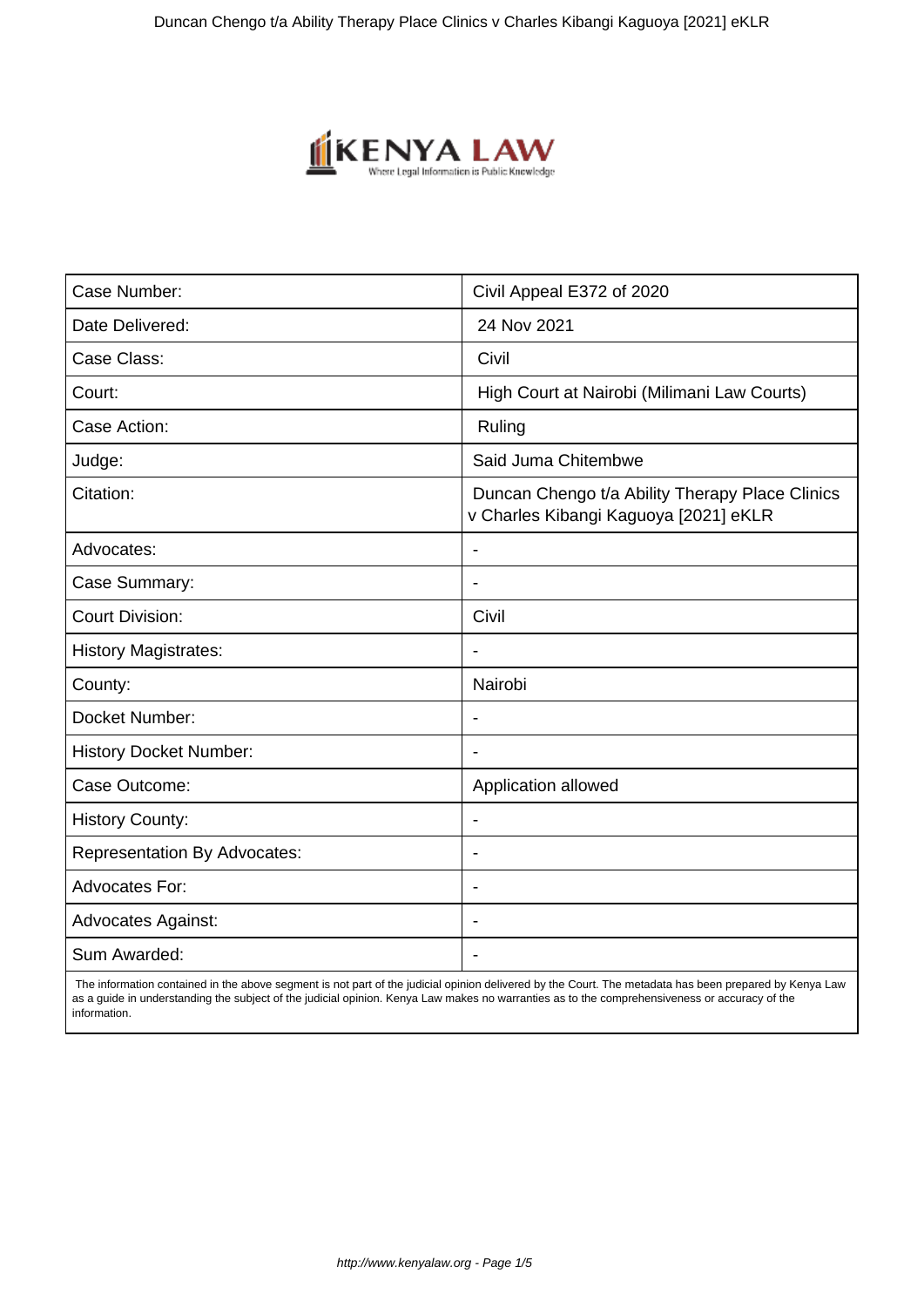| Case Number: | Civil Appeal E372 of 2020 |
| --- | --- |
| Date Delivered: | 24 Nov 2021 |
| Case Class: | Civil |
| Court: | High Court at Nairobi (Milimani Law Courts) |
| Case Action: | Ruling |
| Judge: | Said Juma Chitembwe |
| Citation: | Duncan Chengo t/a Ability Therapy Place Clinics v Charles Kibangi Kaguoya [2021] eKLR |
| Advocates: | - |
| Case Summary: | - |
| Court Division: | Civil |
| History Magistrates: | - |
| County: | Nairobi |
| Docket Number: | - |
| History Docket Number: | - |
| Case Outcome: | Application allowed |
| History County: | - |
| Representation By Advocates: | - |
| Advocates For: | - |
| Advocates Against: | - |
| Sum Awarded: | - |

The information contained in the above segment is not part of the judicial opinion delivered by the Court. The metadata has been prepared by Kenya Law as a guide in understanding the subject of the judicial opinion. Kenya Law makes no warranties as to the comprehensiveness or accuracy of the information.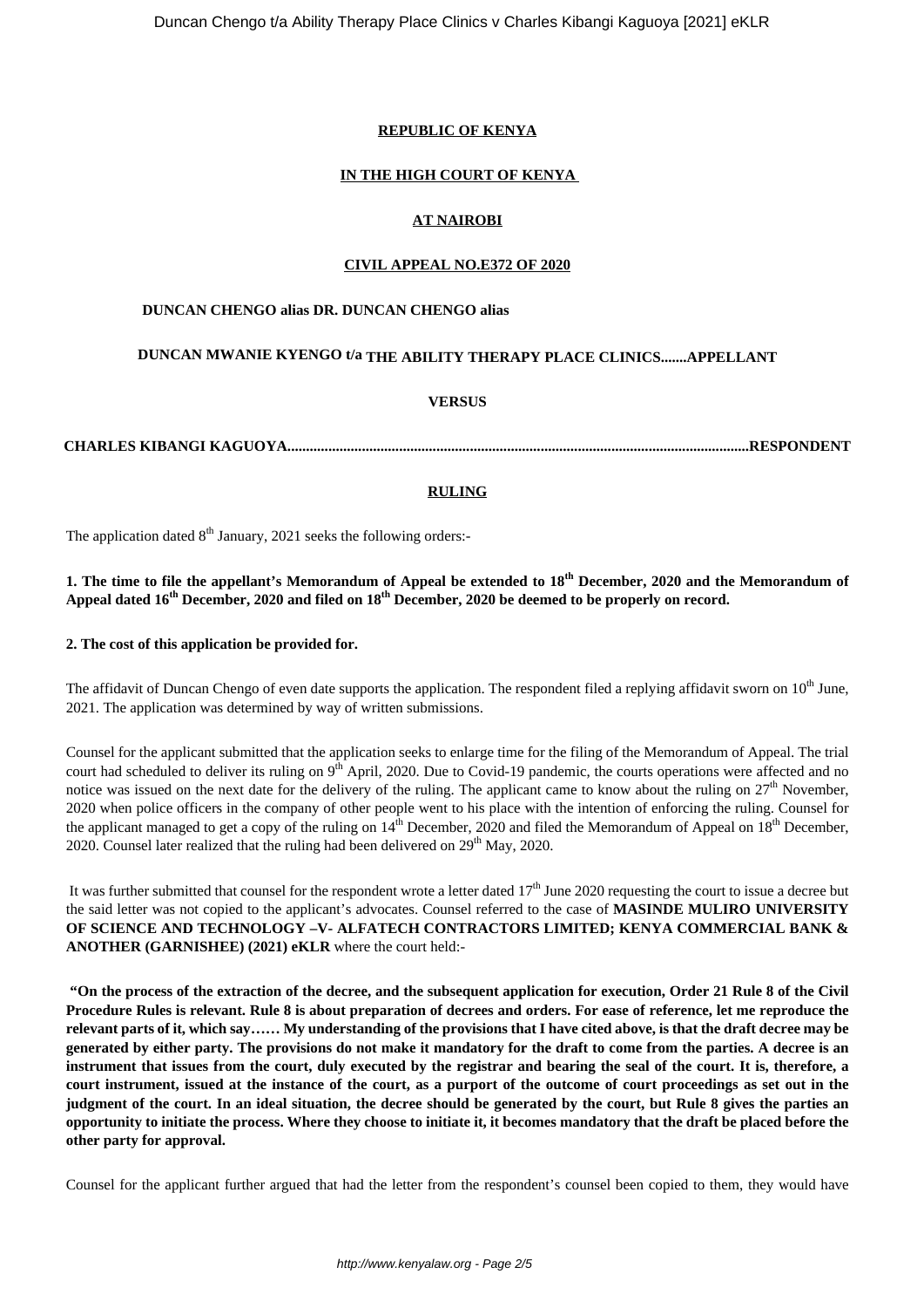**REPUBLIC OF KENYA**

**IN THE HIGH COURT OF KENYA**

**AT NAIROBI**

**CIVIL APPEAL NO.E372 OF 2020**

**DUNCAN CHENGO alias DR. DUNCAN CHENGO alias**

**DUNCAN MWANIE KYENGO t/a THE ABILITY THERAPY PLACE CLINICS.......APPELLANT**

**VERSUS**

**CHARLES KIBANGI KAGUOYA............................................................................................................................RESPONDENT**

**RULING**

The application dated 8th January, 2021 seeks the following orders:-

**1. The time to file the appellant's Memorandum of Appeal be extended to 18th December, 2020 and the Memorandum of Appeal dated 16th December, 2020 and filed on 18th December, 2020 be deemed to be properly on record.**

**2. The cost of this application be provided for.**

The affidavit of Duncan Chengo of even date supports the application. The respondent filed a replying affidavit sworn on 10th June, 2021. The application was determined by way of written submissions.

Counsel for the applicant submitted that the application seeks to enlarge time for the filing of the Memorandum of Appeal. The trial court had scheduled to deliver its ruling on 9th April, 2020. Due to Covid-19 pandemic, the courts operations were affected and no notice was issued on the next date for the delivery of the ruling. The applicant came to know about the ruling on 27th November, 2020 when police officers in the company of other people went to his place with the intention of enforcing the ruling. Counsel for the applicant managed to get a copy of the ruling on 14th December, 2020 and filed the Memorandum of Appeal on 18th December, 2020. Counsel later realized that the ruling had been delivered on 29th May, 2020.

It was further submitted that counsel for the respondent wrote a letter dated 17th June 2020 requesting the court to issue a decree but the said letter was not copied to the applicant's advocates. Counsel referred to the case of **MASINDE MULIRO UNIVERSITY OF SCIENCE AND TECHNOLOGY –V- ALFATECH CONTRACTORS LIMITED; KENYA COMMERCIAL BANK & ANOTHER (GARNISHEE) (2021) eKLR** where the court held:-

**"On the process of the extraction of the decree, and the subsequent application for execution, Order 21 Rule 8 of the Civil Procedure Rules is relevant. Rule 8 is about preparation of decrees and orders. For ease of reference, let me reproduce the relevant parts of it, which say…… My understanding of the provisions that I have cited above, is that the draft decree may be generated by either party. The provisions do not make it mandatory for the draft to come from the parties. A decree is an instrument that issues from the court, duly executed by the registrar and bearing the seal of the court. It is, therefore, a court instrument, issued at the instance of the court, as a purport of the outcome of court proceedings as set out in the judgment of the court. In an ideal situation, the decree should be generated by the court, but Rule 8 gives the parties an opportunity to initiate the process. Where they choose to initiate it, it becomes mandatory that the draft be placed before the other party for approval.**

Counsel for the applicant further argued that had the letter from the respondent's counsel been copied to them, they would have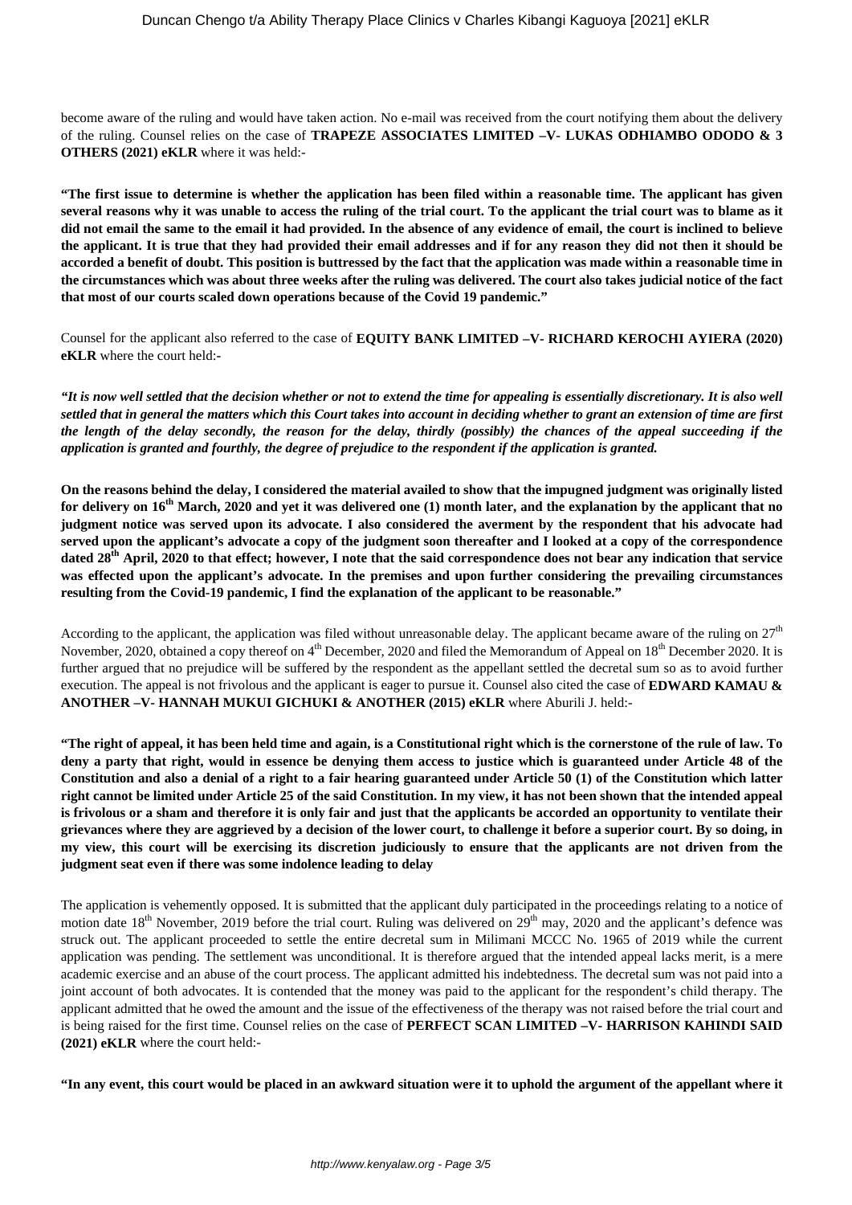become aware of the ruling and would have taken action. No e-mail was received from the court notifying them about the delivery of the ruling. Counsel relies on the case of **TRAPEZE ASSOCIATES LIMITED –V- LUKAS ODHIAMBO ODODO & 3 OTHERS (2021) eKLR** where it was held:-

**"The first issue to determine is whether the application has been filed within a reasonable time. The applicant has given several reasons why it was unable to access the ruling of the trial court. To the applicant the trial court was to blame as it did not email the same to the email it had provided. In the absence of any evidence of email, the court is inclined to believe the applicant. It is true that they had provided their email addresses and if for any reason they did not then it should be accorded a benefit of doubt. This position is buttressed by the fact that the application was made within a reasonable time in the circumstances which was about three weeks after the ruling was delivered. The court also takes judicial notice of the fact that most of our courts scaled down operations because of the Covid 19 pandemic."**

Counsel for the applicant also referred to the case of **EQUITY BANK LIMITED –V- RICHARD KEROCHI AYIERA (2020) eKLR** where the court held:-

***"It is now well settled that the decision whether or not to extend the time for appealing is essentially discretionary. It is also well settled that in general the matters which this Court takes into account in deciding whether to grant an extension of time are first the length of the delay secondly, the reason for the delay, thirdly (possibly) the chances of the appeal succeeding if the application is granted and fourthly, the degree of prejudice to the respondent if the application is granted.***

**On the reasons behind the delay, I considered the material availed to show that the impugned judgment was originally listed for delivery on 16th March, 2020 and yet it was delivered one (1) month later, and the explanation by the applicant that no judgment notice was served upon its advocate. I also considered the averment by the respondent that his advocate had served upon the applicant's advocate a copy of the judgment soon thereafter and I looked at a copy of the correspondence dated 28th April, 2020 to that effect; however, I note that the said correspondence does not bear any indication that service was effected upon the applicant's advocate. In the premises and upon further considering the prevailing circumstances resulting from the Covid-19 pandemic, I find the explanation of the applicant to be reasonable."**

According to the applicant, the application was filed without unreasonable delay. The applicant became aware of the ruling on 27th November, 2020, obtained a copy thereof on 4th December, 2020 and filed the Memorandum of Appeal on 18th December 2020. It is further argued that no prejudice will be suffered by the respondent as the appellant settled the decretal sum so as to avoid further execution. The appeal is not frivolous and the applicant is eager to pursue it. Counsel also cited the case of **EDWARD KAMAU & ANOTHER –V- HANNAH MUKUI GICHUKI & ANOTHER (2015) eKLR** where Aburili J. held:-

**"The right of appeal, it has been held time and again, is a Constitutional right which is the cornerstone of the rule of law. To deny a party that right, would in essence be denying them access to justice which is guaranteed under Article 48 of the Constitution and also a denial of a right to a fair hearing guaranteed under Article 50 (1) of the Constitution which latter right cannot be limited under Article 25 of the said Constitution. In my view, it has not been shown that the intended appeal is frivolous or a sham and therefore it is only fair and just that the applicants be accorded an opportunity to ventilate their grievances where they are aggrieved by a decision of the lower court, to challenge it before a superior court. By so doing, in my view, this court will be exercising its discretion judiciously to ensure that the applicants are not driven from the judgment seat even if there was some indolence leading to delay**

The application is vehemently opposed. It is submitted that the applicant duly participated in the proceedings relating to a notice of motion date 18th November, 2019 before the trial court. Ruling was delivered on 29th may, 2020 and the applicant's defence was struck out. The applicant proceeded to settle the entire decretal sum in Milimani MCCC No. 1965 of 2019 while the current application was pending. The settlement was unconditional. It is therefore argued that the intended appeal lacks merit, is a mere academic exercise and an abuse of the court process. The applicant admitted his indebtedness. The decretal sum was not paid into a joint account of both advocates. It is contended that the money was paid to the applicant for the respondent's child therapy. The applicant admitted that he owed the amount and the issue of the effectiveness of the therapy was not raised before the trial court and is being raised for the first time. Counsel relies on the case of **PERFECT SCAN LIMITED –V- HARRISON KAHINDI SAID (2021) eKLR** where the court held:-

**"In any event, this court would be placed in an awkward situation were it to uphold the argument of the appellant where it**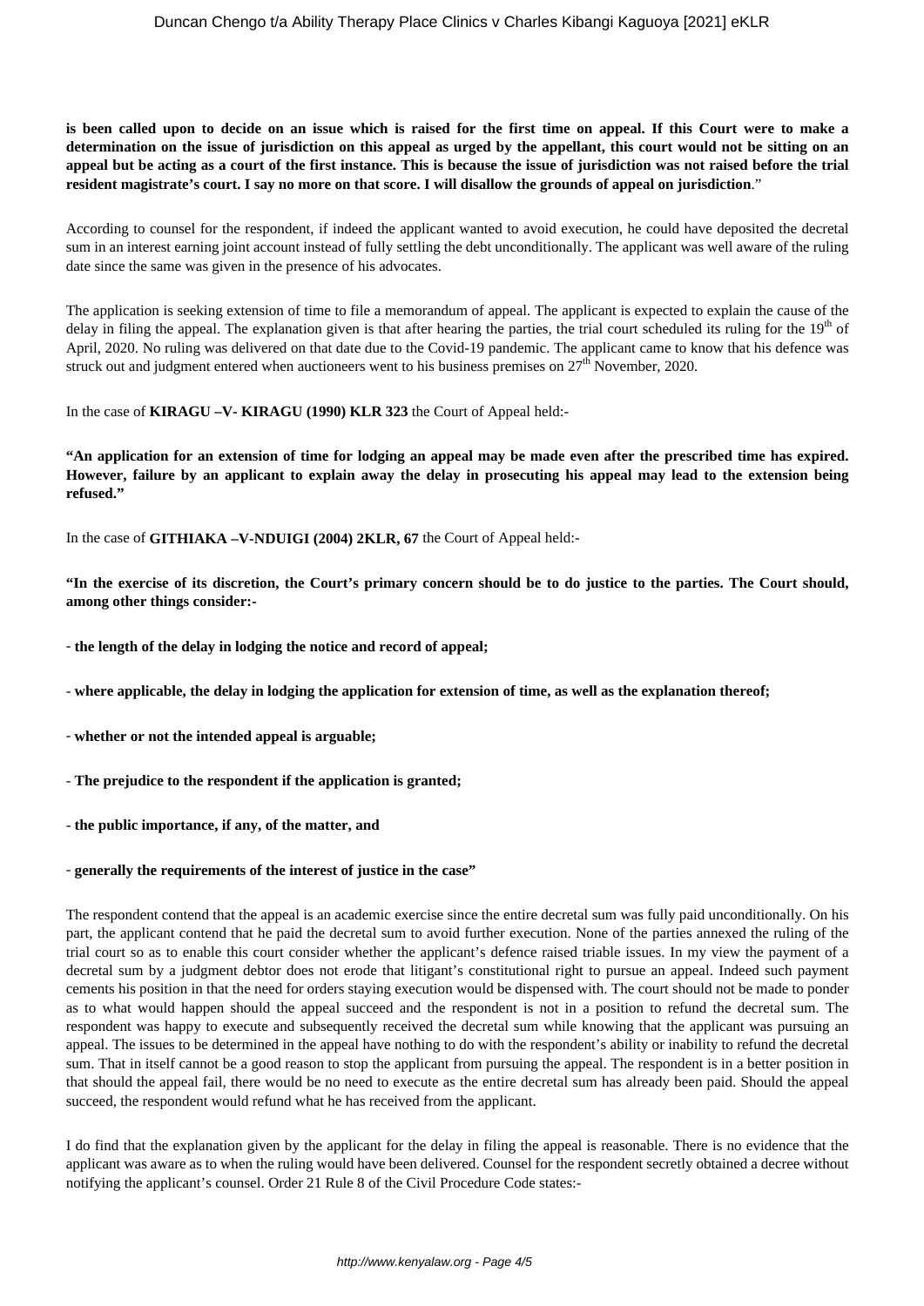**is been called upon to decide on an issue which is raised for the first time on appeal. If this Court were to make a determination on the issue of jurisdiction on this appeal as urged by the appellant, this court would not be sitting on an appeal but be acting as a court of the first instance. This is because the issue of jurisdiction was not raised before the trial resident magistrate's court. I say no more on that score. I will disallow the grounds of appeal on jurisdiction**."

According to counsel for the respondent, if indeed the applicant wanted to avoid execution, he could have deposited the decretal sum in an interest earning joint account instead of fully settling the debt unconditionally. The applicant was well aware of the ruling date since the same was given in the presence of his advocates.

The application is seeking extension of time to file a memorandum of appeal. The applicant is expected to explain the cause of the delay in filing the appeal. The explanation given is that after hearing the parties, the trial court scheduled its ruling for the 19th of April, 2020. No ruling was delivered on that date due to the Covid-19 pandemic. The applicant came to know that his defence was struck out and judgment entered when auctioneers went to his business premises on 27th November, 2020.

In the case of **KIRAGU –V- KIRAGU (1990) KLR 323** the Court of Appeal held:-

**"An application for an extension of time for lodging an appeal may be made even after the prescribed time has expired. However, failure by an applicant to explain away the delay in prosecuting his appeal may lead to the extension being refused."**

In the case of **GITHIAKA –V-NDUIGI (2004) 2KLR, 67** the Court of Appeal held:-

**"In the exercise of its discretion, the Court's primary concern should be to do justice to the parties. The Court should, among other things consider:-**

- **the length of the delay in lodging the notice and record of appeal;**
- **where applicable, the delay in lodging the application for extension of time, as well as the explanation thereof;**
- **whether or not the intended appeal is arguable;**
- **The prejudice to the respondent if the application is granted;**
- **the public importance, if any, of the matter, and**
- **generally the requirements of the interest of justice in the case"**

The respondent contend that the appeal is an academic exercise since the entire decretal sum was fully paid unconditionally. On his part, the applicant contend that he paid the decretal sum to avoid further execution. None of the parties annexed the ruling of the trial court so as to enable this court consider whether the applicant's defence raised triable issues. In my view the payment of a decretal sum by a judgment debtor does not erode that litigant's constitutional right to pursue an appeal. Indeed such payment cements his position in that the need for orders staying execution would be dispensed with. The court should not be made to ponder as to what would happen should the appeal succeed and the respondent is not in a position to refund the decretal sum. The respondent was happy to execute and subsequently received the decretal sum while knowing that the applicant was pursuing an appeal. The issues to be determined in the appeal have nothing to do with the respondent's ability or inability to refund the decretal sum. That in itself cannot be a good reason to stop the applicant from pursuing the appeal. The respondent is in a better position in that should the appeal fail, there would be no need to execute as the entire decretal sum has already been paid. Should the appeal succeed, the respondent would refund what he has received from the applicant.

I do find that the explanation given by the applicant for the delay in filing the appeal is reasonable. There is no evidence that the applicant was aware as to when the ruling would have been delivered. Counsel for the respondent secretly obtained a decree without notifying the applicant's counsel. Order 21 Rule 8 of the Civil Procedure Code states:-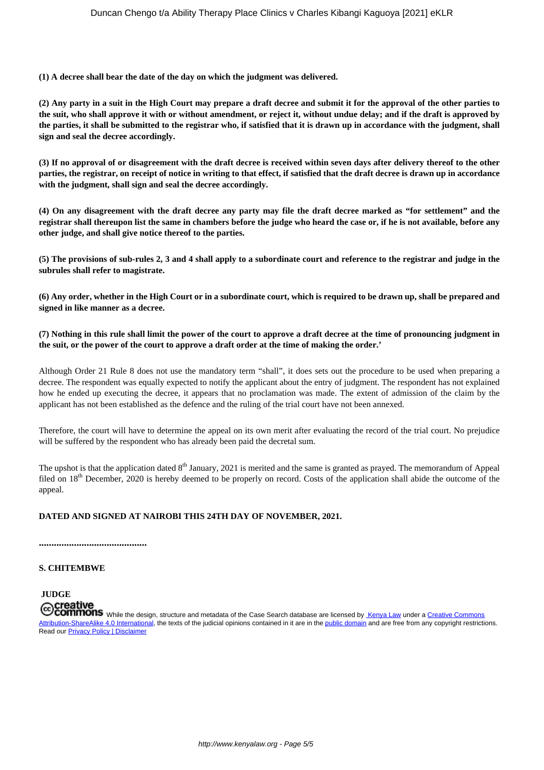**(1) A decree shall bear the date of the day on which the judgment was delivered.**

**(2) Any party in a suit in the High Court may prepare a draft decree and submit it for the approval of the other parties to the suit, who shall approve it with or without amendment, or reject it, without undue delay; and if the draft is approved by the parties, it shall be submitted to the registrar who, if satisfied that it is drawn up in accordance with the judgment, shall sign and seal the decree accordingly.**

**(3) If no approval of or disagreement with the draft decree is received within seven days after delivery thereof to the other parties, the registrar, on receipt of notice in writing to that effect, if satisfied that the draft decree is drawn up in accordance with the judgment, shall sign and seal the decree accordingly.**

**(4) On any disagreement with the draft decree any party may file the draft decree marked as "for settlement" and the registrar shall thereupon list the same in chambers before the judge who heard the case or, if he is not available, before any other judge, and shall give notice thereof to the parties.**

**(5) The provisions of sub-rules 2, 3 and 4 shall apply to a subordinate court and reference to the registrar and judge in the subrules shall refer to magistrate.**

**(6) Any order, whether in the High Court or in a subordinate court, which is required to be drawn up, shall be prepared and signed in like manner as a decree.**

**(7) Nothing in this rule shall limit the power of the court to approve a draft decree at the time of pronouncing judgment in the suit, or the power of the court to approve a draft order at the time of making the order.'**

Although Order 21 Rule 8 does not use the mandatory term "shall", it does sets out the procedure to be used when preparing a decree. The respondent was equally expected to notify the applicant about the entry of judgment. The respondent has not explained how he ended up executing the decree, it appears that no proclamation was made. The extent of admission of the claim by the applicant has not been established as the defence and the ruling of the trial court have not been annexed.

Therefore, the court will have to determine the appeal on its own merit after evaluating the record of the trial court. No prejudice will be suffered by the respondent who has already been paid the decretal sum.

The upshot is that the application dated 8th January, 2021 is merited and the same is granted as prayed. The memorandum of Appeal filed on 18th December, 2020 is hereby deemed to be properly on record. Costs of the application shall abide the outcome of the appeal.

**DATED AND SIGNED AT NAIROBI THIS 24TH DAY OF NOVEMBER, 2021.**

**............................................**

**S. CHITEMBWE**

**JUDGE**

While the design, structure and metadata of the Case Search database are licensed by Kenya Law under a Creative Commons Attribution-ShareAlike 4.0 International, the texts of the judicial opinions contained in it are in the public domain and are free from any copyright restrictions. Read our Privacy Policy | Disclaimer